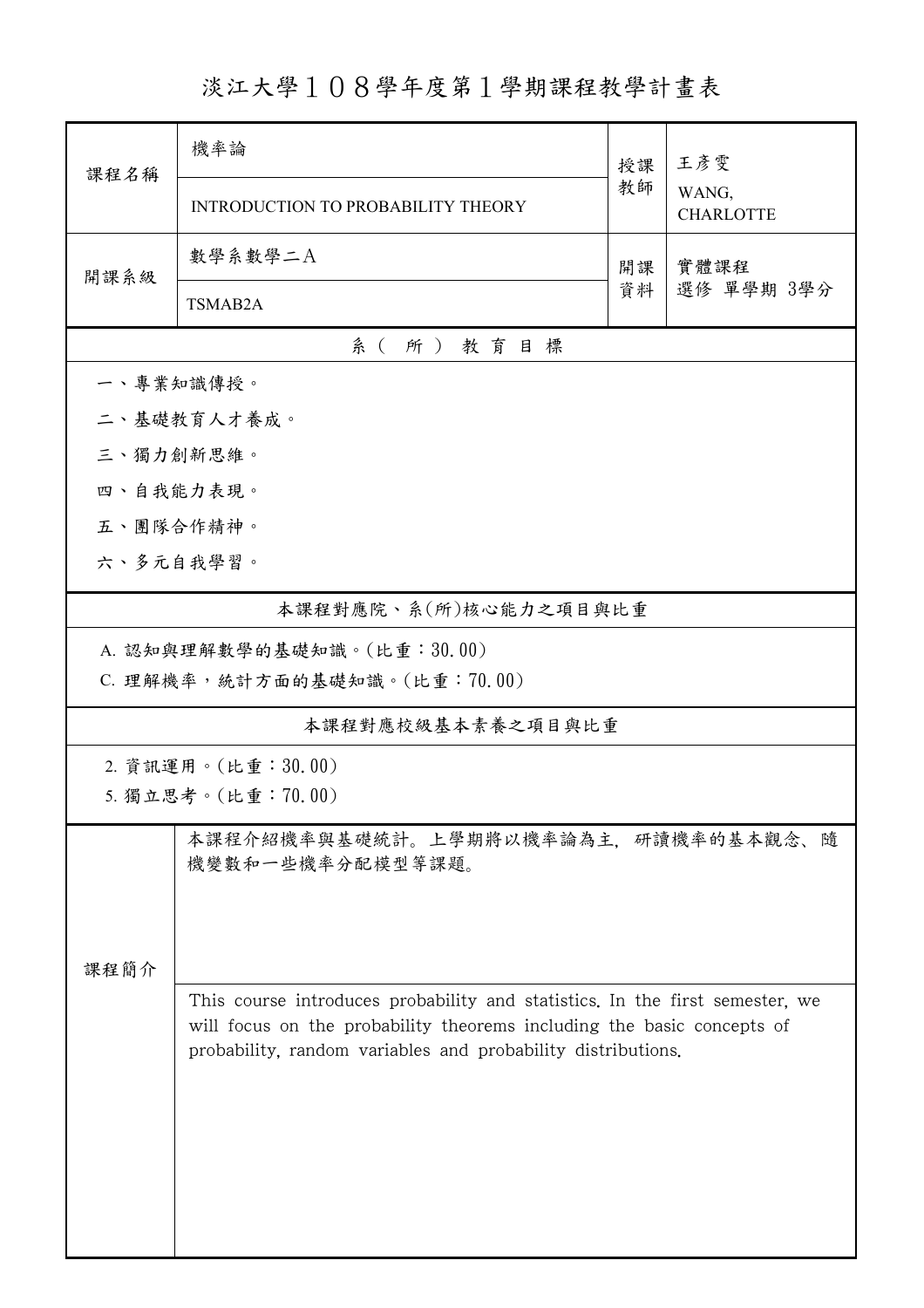# 淡江大學１０８學年度第１學期課程教學計畫表

| 課程名稱 | 機率論 | 授課教師 | 王彥雯 |
|---|---|---|---|
| | INTRODUCTION TO PROBABILITY THEORY | | WANG, CHARLOTTE |
| 開課系級 | 數學系數學二A | 開課資料 | 實體課程<br>選修 單學期 3學分 |
| | TSMAB2A | | |

## 系（所）教育目標

一、專業知識傳授。

二、基礎教育人才養成。

三、獨力創新思維。

四、自我能力表現。

五、團隊合作精神。

六、多元自我學習。

## 本課程對應院、系(所)核心能力之項目與比重

A. 認知與理解數學的基礎知識。(比重：30.00)

C. 理解機率，統計方面的基礎知識。(比重：70.00)

## 本課程對應校級基本素養之項目與比重

2. 資訊運用。(比重：30.00)

5. 獨立思考。(比重：70.00)

## 課程簡介

本課程介紹機率與基礎統計。上學期將以機率論為主，研讀機率的基本觀念、隨機變數和一些機率分配模型等課題。

This course introduces probability and statistics. In the first semester, we will focus on the probability theorems including the basic concepts of probability, random variables and probability distributions.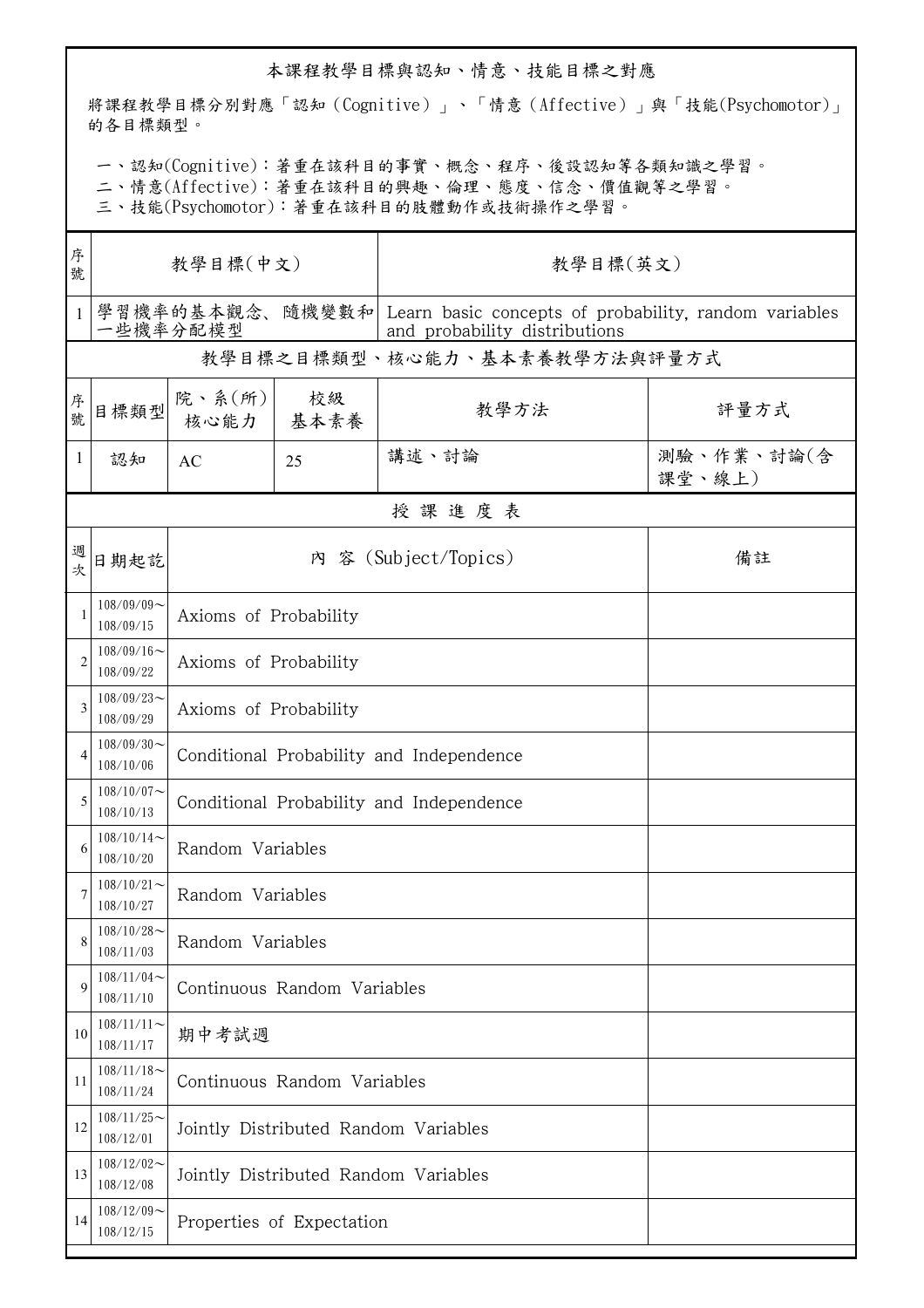## 本課程教學目標與認知、情意、技能目標之對應

將課程教學目標分別對應「認知（Cognitive）」、「情意（Affective）」與「技能(Psychomotor)」的各目標類型。

一、認知(Cognitive)：著重在該科目的事實、概念、程序、後設認知等各類知識之學習。
二、情意(Affective)：著重在該科目的興趣、倫理、態度、信念、價值觀等之學習。
三、技能(Psychomotor)：著重在該科目的肢體動作或技術操作之學習。

| 序號 | 教學目標(中文) | 教學目標(英文) |
|---|---|---|
| 1 | 學習機率的基本觀念、隨機變數和一些機率分配模型 | Learn basic concepts of probability, random variables and probability distributions |

### 教學目標之目標類型、核心能力、基本素養教學方法與評量方式

| 序號 | 目標類型 | 院、系(所)核心能力 | 校級基本素養 | 教學方法 | 評量方式 |
|---|---|---|---|---|---|
| 1 | 認知 | AC | 25 | 講述、討論 | 測驗、作業、討論(含課堂、線上) |

### 授課進度表

| 週次 | 日期起訖 | 內 容 (Subject/Topics) | 備註 |
|---|---|---|---|
| 1 | 108/09/09～108/09/15 | Axioms of Probability | |
| 2 | 108/09/16～108/09/22 | Axioms of Probability | |
| 3 | 108/09/23～108/09/29 | Axioms of Probability | |
| 4 | 108/09/30～108/10/06 | Conditional Probability and Independence | |
| 5 | 108/10/07～108/10/13 | Conditional Probability and Independence | |
| 6 | 108/10/14～108/10/20 | Random Variables | |
| 7 | 108/10/21～108/10/27 | Random Variables | |
| 8 | 108/10/28～108/11/03 | Random Variables | |
| 9 | 108/11/04～108/11/10 | Continuous Random Variables | |
| 10 | 108/11/11～108/11/17 | 期中考試週 | |
| 11 | 108/11/18～108/11/24 | Continuous Random Variables | |
| 12 | 108/11/25～108/12/01 | Jointly Distributed Random Variables | |
| 13 | 108/12/02～108/12/08 | Jointly Distributed Random Variables | |
| 14 | 108/12/09～108/12/15 | Properties of Expectation | |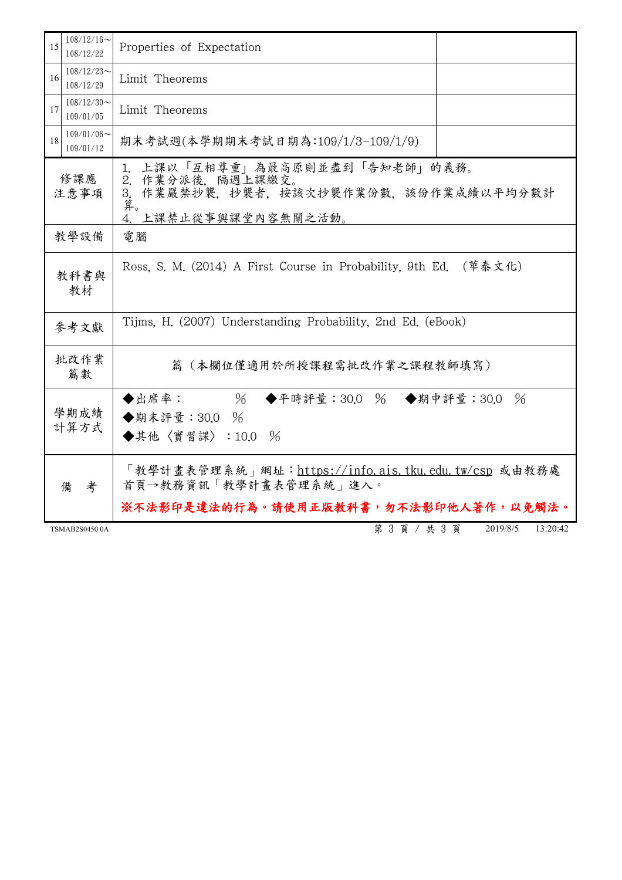| | | | |
|---|---|---|---|
| 15 | 108/12/16～108/12/22 | Properties of Expectation | |
| 16 | 108/12/23～108/12/29 | Limit Theorems | |
| 17 | 108/12/30～109/01/05 | Limit Theorems | |
| 18 | 109/01/06～109/01/12 | 期末考試週(本學期期末考試日期為:109/1/3-109/1/9) | |

| | |
|---|---|
| 修課應注意事項 | 1. 上課以「互相尊重」為最高原則並盡到「告知老師」的義務。<br>2. 作業分派後，隔週上課繳交。<br>3. 作業嚴禁抄襲，抄襲者，按該次抄襲作業份數，該份作業成績以平均分數計算。<br>4. 上課禁止從事與課堂內容無關之活動。 |
| 教學設備 | 電腦 |
| 教科書與教材 | Ross, S. M. (2014) A First Course in Probability, 9th Ed. (華泰文化) |
| 參考文獻 | Tijms, H. (2007) Understanding Probability, 2nd Ed. (eBook) |
| 批改作業篇數 | 篇（本欄位僅適用於所授課程需批改作業之課程教師填寫） |
| 學期成績計算方式 | ◆出席率： ％ ◆平時評量：30.0 ％ ◆期中評量：30.0 ％<br>◆期末評量：30.0 ％<br>◆其他〈實習課〉：10.0 ％ |
| 備　考 | 「教學計畫表管理系統」網址：https://info.ais.tku.edu.tw/csp 或由教務處首頁→教務資訊「教學計畫表管理系統」進入。<br>**※不法影印是違法的行為。請使用正版教科書，勿不法影印他人著作，以免觸法。** |

TSMAB2S0450 0A　　2019/8/5　13:20:42